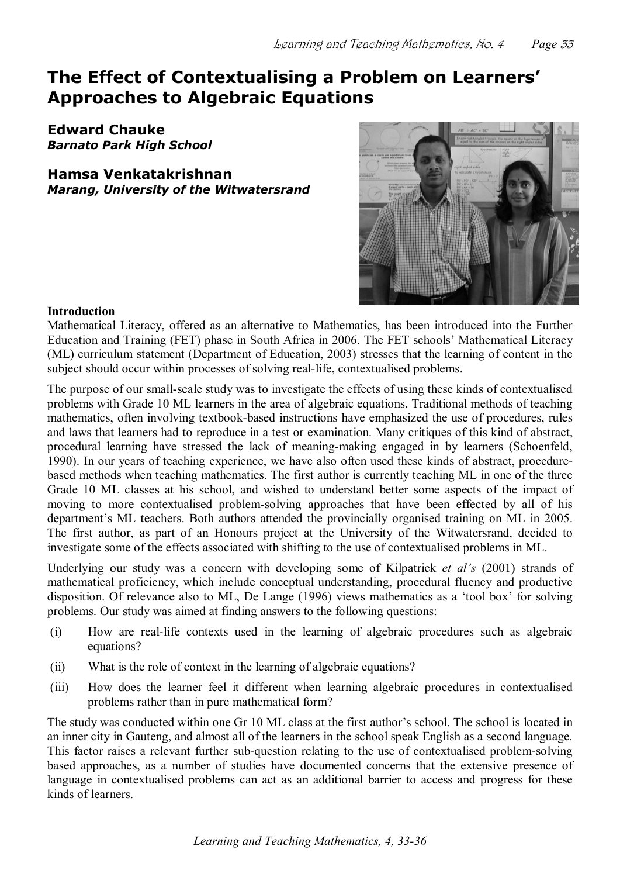# The Effect of Contextualising a Problem on Learners' Approaches to Algebraic Equations

**Edward Chauke**
***Barnato Park High School***

**Hamsa Venkatakrishnan**
***Marang, University of the Witwatersrand***

**Introduction**

Mathematical Literacy, offered as an alternative to Mathematics, has been introduced into the Further Education and Training (FET) phase in South Africa in 2006. The FET schools' Mathematical Literacy (ML) curriculum statement (Department of Education, 2003) stresses that the learning of content in the subject should occur within processes of solving real-life, contextualised problems.

The purpose of our small-scale study was to investigate the effects of using these kinds of contextualised problems with Grade 10 ML learners in the area of algebraic equations. Traditional methods of teaching mathematics, often involving textbook-based instructions have emphasized the use of procedures, rules and laws that learners had to reproduce in a test or examination. Many critiques of this kind of abstract, procedural learning have stressed the lack of meaning-making engaged in by learners (Schoenfeld, 1990). In our years of teaching experience, we have also often used these kinds of abstract, procedure-based methods when teaching mathematics. The first author is currently teaching ML in one of the three Grade 10 ML classes at his school, and wished to understand better some aspects of the impact of moving to more contextualised problem-solving approaches that have been effected by all of his department's ML teachers. Both authors attended the provincially organised training on ML in 2005. The first author, as part of an Honours project at the University of the Witwatersrand, decided to investigate some of the effects associated with shifting to the use of contextualised problems in ML.

Underlying our study was a concern with developing some of Kilpatrick *et al's* (2001) strands of mathematical proficiency, which include conceptual understanding, procedural fluency and productive disposition. Of relevance also to ML, De Lange (1996) views mathematics as a 'tool box' for solving problems. Our study was aimed at finding answers to the following questions:

(i) How are real-life contexts used in the learning of algebraic procedures such as algebraic equations?

(ii) What is the role of context in the learning of algebraic equations?

(iii) How does the learner feel it different when learning algebraic procedures in contextualised problems rather than in pure mathematical form?

The study was conducted within one Gr 10 ML class at the first author's school. The school is located in an inner city in Gauteng, and almost all of the learners in the school speak English as a second language. This factor raises a relevant further sub-question relating to the use of contextualised problem-solving based approaches, as a number of studies have documented concerns that the extensive presence of language in contextualised problems can act as an additional barrier to access and progress for these kinds of learners.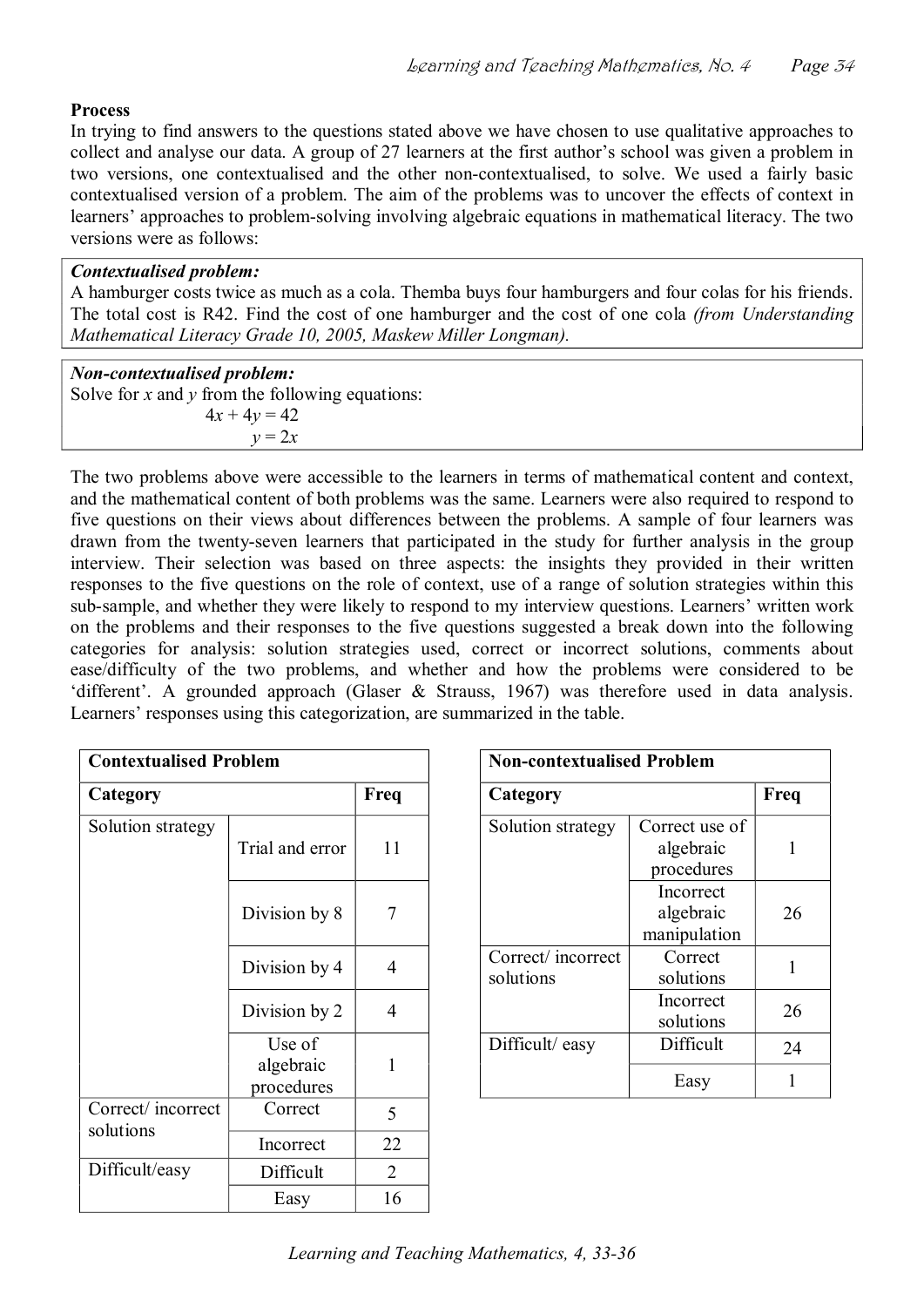**Process**

In trying to find answers to the questions stated above we have chosen to use qualitative approaches to collect and analyse our data. A group of 27 learners at the first author's school was given a problem in two versions, one contextualised and the other non-contextualised, to solve. We used a fairly basic contextualised version of a problem. The aim of the problems was to uncover the effects of context in learners' approaches to problem-solving involving algebraic equations in mathematical literacy. The two versions were as follows:

> ***Contextualised problem:***
> A hamburger costs twice as much as a cola. Themba buys four hamburgers and four colas for his friends. The total cost is R42. Find the cost of one hamburger and the cost of one cola *(from Understanding Mathematical Literacy Grade 10, 2005, Maskew Miller Longman).*

> ***Non-contextualised problem:***
> Solve for $x$ and $y$ from the following equations:
> $$4x + 4y = 42$$
> $$y = 2x$$

The two problems above were accessible to the learners in terms of mathematical content and context, and the mathematical content of both problems was the same. Learners were also required to respond to five questions on their views about differences between the problems. A sample of four learners was drawn from the twenty-seven learners that participated in the study for further analysis in the group interview. Their selection was based on three aspects: the insights they provided in their written responses to the five questions on the role of context, use of a range of solution strategies within this sub-sample, and whether they were likely to respond to my interview questions. Learners' written work on the problems and their responses to the five questions suggested a break down into the following categories for analysis: solution strategies used, correct or incorrect solutions, comments about ease/difficulty of the two problems, and whether and how the problems were considered to be 'different'. A grounded approach (Glaser & Strauss, 1967) was therefore used in data analysis. Learners' responses using this categorization, are summarized in the table.

| **Contextualised Problem** | | |
|---|---|---|
| **Category** | | **Freq** |
| Solution strategy | Trial and error | 11 |
| | Division by 8 | 7 |
| | Division by 4 | 4 |
| | Division by 2 | 4 |
| | Use of algebraic procedures | 1 |
| Correct/ incorrect solutions | Correct | 5 |
| | Incorrect | 22 |
| Difficult/easy | Difficult | 2 |
| | Easy | 16 |

| **Non-contextualised Problem** | | |
|---|---|---|
| **Category** | | **Freq** |
| Solution strategy | Correct use of algebraic procedures | 1 |
| | Incorrect algebraic manipulation | 26 |
| Correct/ incorrect solutions | Correct solutions | 1 |
| | Incorrect solutions | 26 |
| Difficult/ easy | Difficult | 24 |
| | Easy | 1 |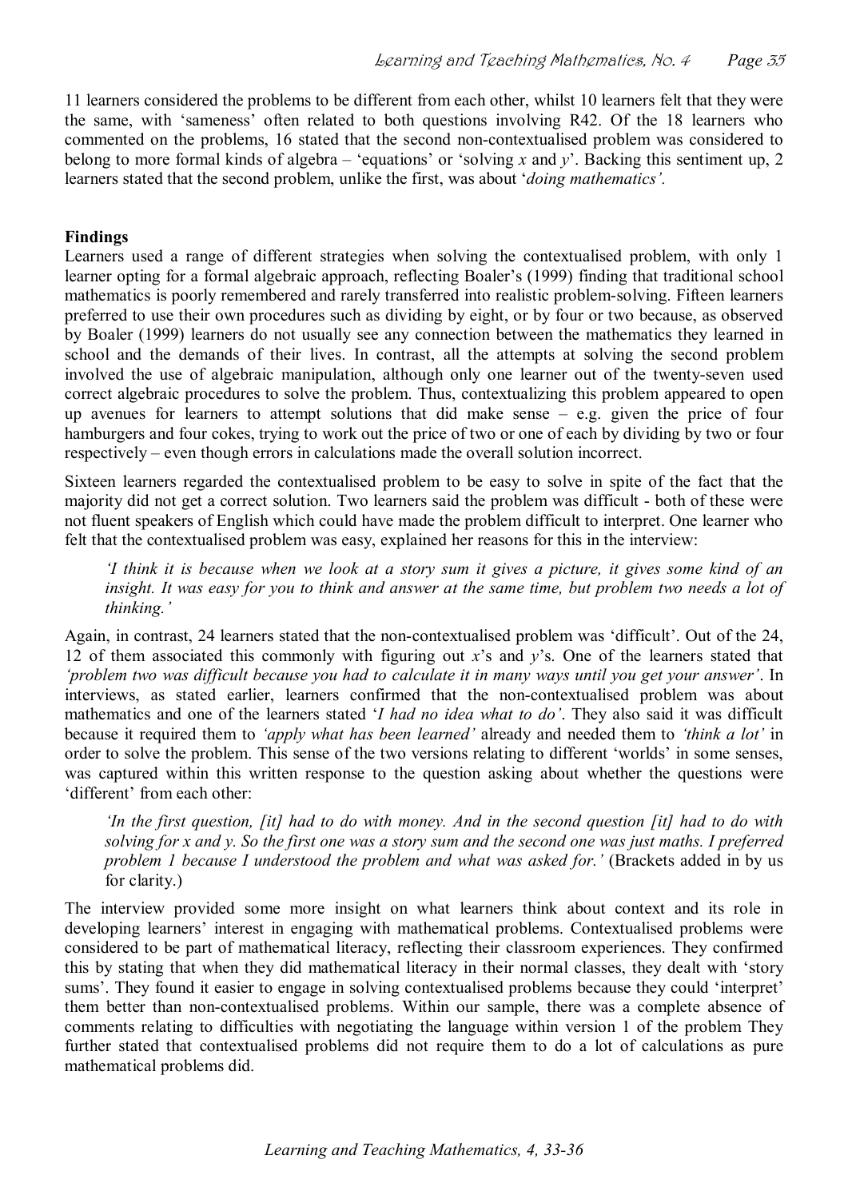11 learners considered the problems to be different from each other, whilst 10 learners felt that they were the same, with 'sameness' often related to both questions involving R42. Of the 18 learners who commented on the problems, 16 stated that the second non-contextualised problem was considered to belong to more formal kinds of algebra – 'equations' or 'solving $x$ and $y$'. Backing this sentiment up, 2 learners stated that the second problem, unlike the first, was about '*doing mathematics'*.

**Findings**

Learners used a range of different strategies when solving the contextualised problem, with only 1 learner opting for a formal algebraic approach, reflecting Boaler's (1999) finding that traditional school mathematics is poorly remembered and rarely transferred into realistic problem-solving. Fifteen learners preferred to use their own procedures such as dividing by eight, or by four or two because, as observed by Boaler (1999) learners do not usually see any connection between the mathematics they learned in school and the demands of their lives. In contrast, all the attempts at solving the second problem involved the use of algebraic manipulation, although only one learner out of the twenty-seven used correct algebraic procedures to solve the problem. Thus, contextualizing this problem appeared to open up avenues for learners to attempt solutions that did make sense – e.g. given the price of four hamburgers and four cokes, trying to work out the price of two or one of each by dividing by two or four respectively – even though errors in calculations made the overall solution incorrect.

Sixteen learners regarded the contextualised problem to be easy to solve in spite of the fact that the majority did not get a correct solution. Two learners said the problem was difficult - both of these were not fluent speakers of English which could have made the problem difficult to interpret. One learner who felt that the contextualised problem was easy, explained her reasons for this in the interview:

> *'I think it is because when we look at a story sum it gives a picture, it gives some kind of an insight. It was easy for you to think and answer at the same time, but problem two needs a lot of thinking.'*

Again, in contrast, 24 learners stated that the non-contextualised problem was 'difficult'. Out of the 24, 12 of them associated this commonly with figuring out $x$'s and $y$'s. One of the learners stated that *'problem two was difficult because you had to calculate it in many ways until you get your answer'*. In interviews, as stated earlier, learners confirmed that the non-contextualised problem was about mathematics and one of the learners stated '*I had no idea what to do'*. They also said it was difficult because it required them to *'apply what has been learned'* already and needed them to *'think a lot'* in order to solve the problem. This sense of the two versions relating to different 'worlds' in some senses, was captured within this written response to the question asking about whether the questions were 'different' from each other:

> *'In the first question, [it] had to do with money. And in the second question [it] had to do with solving for x and y. So the first one was a story sum and the second one was just maths. I preferred problem 1 because I understood the problem and what was asked for.'* (Brackets added in by us for clarity.)

The interview provided some more insight on what learners think about context and its role in developing learners' interest in engaging with mathematical problems. Contextualised problems were considered to be part of mathematical literacy, reflecting their classroom experiences. They confirmed this by stating that when they did mathematical literacy in their normal classes, they dealt with 'story sums'. They found it easier to engage in solving contextualised problems because they could 'interpret' them better than non-contextualised problems. Within our sample, there was a complete absence of comments relating to difficulties with negotiating the language within version 1 of the problem They further stated that contextualised problems did not require them to do a lot of calculations as pure mathematical problems did.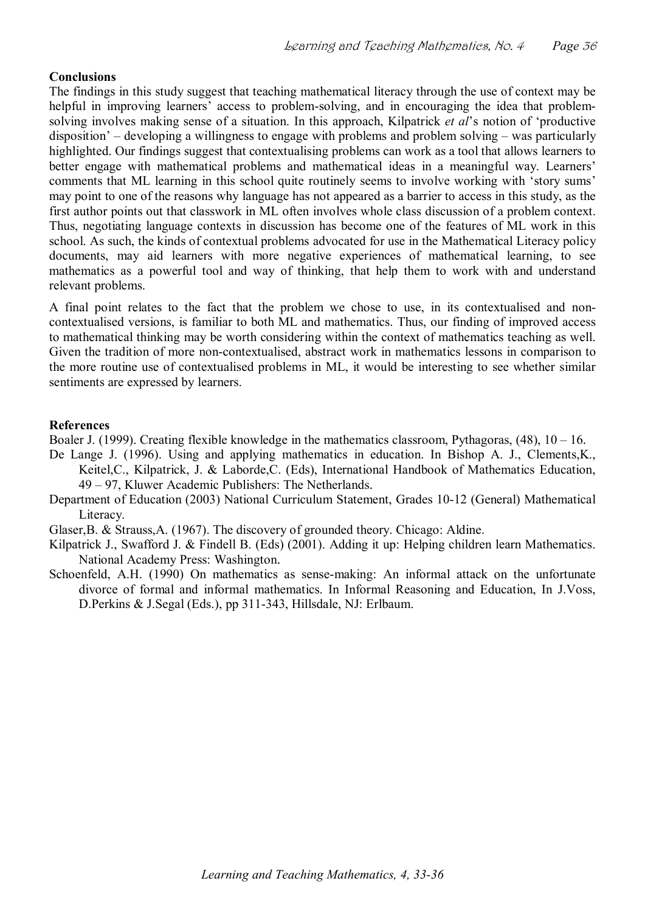## Conclusions

The findings in this study suggest that teaching mathematical literacy through the use of context may be helpful in improving learners' access to problem-solving, and in encouraging the idea that problem-solving involves making sense of a situation. In this approach, Kilpatrick *et al*'s notion of 'productive disposition' – developing a willingness to engage with problems and problem solving – was particularly highlighted. Our findings suggest that contextualising problems can work as a tool that allows learners to better engage with mathematical problems and mathematical ideas in a meaningful way. Learners' comments that ML learning in this school quite routinely seems to involve working with 'story sums' may point to one of the reasons why language has not appeared as a barrier to access in this study, as the first author points out that classwork in ML often involves whole class discussion of a problem context. Thus, negotiating language contexts in discussion has become one of the features of ML work in this school. As such, the kinds of contextual problems advocated for use in the Mathematical Literacy policy documents, may aid learners with more negative experiences of mathematical learning, to see mathematics as a powerful tool and way of thinking, that help them to work with and understand relevant problems.

A final point relates to the fact that the problem we chose to use, in its contextualised and non-contextualised versions, is familiar to both ML and mathematics. Thus, our finding of improved access to mathematical thinking may be worth considering within the context of mathematics teaching as well. Given the tradition of more non-contextualised, abstract work in mathematics lessons in comparison to the more routine use of contextualised problems in ML, it would be interesting to see whether similar sentiments are expressed by learners.

## References

Boaler J. (1999). Creating flexible knowledge in the mathematics classroom, Pythagoras, (48), 10 – 16.

De Lange J. (1996). Using and applying mathematics in education. In Bishop A. J., Clements,K., Keitel,C., Kilpatrick, J. & Laborde,C. (Eds), International Handbook of Mathematics Education, 49 – 97, Kluwer Academic Publishers: The Netherlands.

Department of Education (2003) National Curriculum Statement, Grades 10-12 (General) Mathematical Literacy.

Glaser,B. & Strauss,A. (1967). The discovery of grounded theory. Chicago: Aldine.

Kilpatrick J., Swafford J. & Findell B. (Eds) (2001). Adding it up: Helping children learn Mathematics. National Academy Press: Washington.

Schoenfeld, A.H. (1990) On mathematics as sense-making: An informal attack on the unfortunate divorce of formal and informal mathematics. In Informal Reasoning and Education, In J.Voss, D.Perkins & J.Segal (Eds.), pp 311-343, Hillsdale, NJ: Erlbaum.